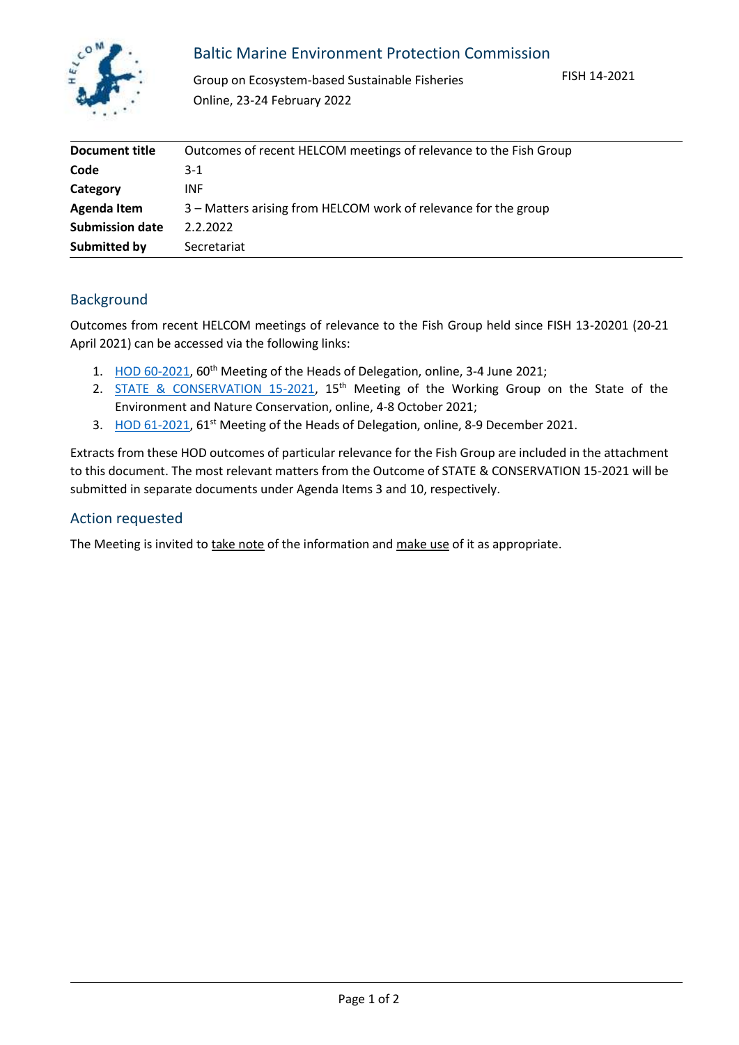Baltic Marine Environment Protection Commission

Group on Ecosystem-based Sustainable Fisheries
Online, 23-24 February 2022

FISH 14-2021

| **Document title** | Outcomes of recent HELCOM meetings of relevance to the Fish Group |
|---|---|
| **Code** | 3-1 |
| **Category** | INF |
| **Agenda Item** | 3 – Matters arising from HELCOM work of relevance for the group |
| **Submission date** | 2.2.2022 |
| **Submitted by** | Secretariat |

## Background

Outcomes from recent HELCOM meetings of relevance to the Fish Group held since FISH 13-20201 (20-21 April 2021) can be accessed via the following links:

1. HOD 60-2021, 60th Meeting of the Heads of Delegation, online, 3-4 June 2021;
2. STATE & CONSERVATION 15-2021, 15th Meeting of the Working Group on the State of the Environment and Nature Conservation, online, 4-8 October 2021;
3. HOD 61-2021, 61st Meeting of the Heads of Delegation, online, 8-9 December 2021.

Extracts from these HOD outcomes of particular relevance for the Fish Group are included in the attachment to this document. The most relevant matters from the Outcome of STATE & CONSERVATION 15-2021 will be submitted in separate documents under Agenda Items 3 and 10, respectively.

## Action requested

The Meeting is invited to take note of the information and make use of it as appropriate.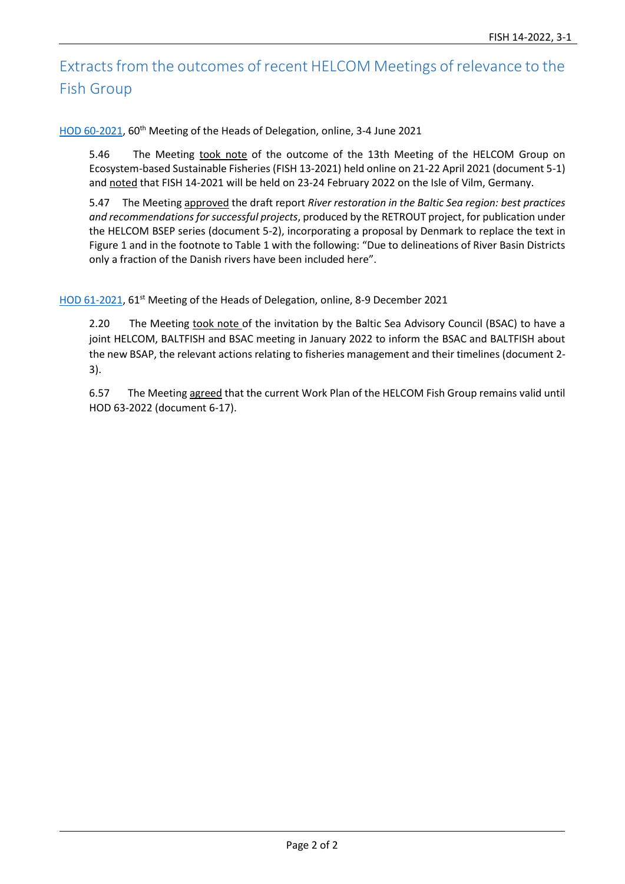# Extracts from the outcomes of recent HELCOM Meetings of relevance to the Fish Group

HOD 60-2021, 60th Meeting of the Heads of Delegation, online, 3-4 June 2021

5.46 The Meeting took note of the outcome of the 13th Meeting of the HELCOM Group on Ecosystem-based Sustainable Fisheries (FISH 13-2021) held online on 21-22 April 2021 (document 5-1) and noted that FISH 14-2021 will be held on 23-24 February 2022 on the Isle of Vilm, Germany.

5.47 The Meeting approved the draft report *River restoration in the Baltic Sea region: best practices and recommendations for successful projects*, produced by the RETROUT project, for publication under the HELCOM BSEP series (document 5-2), incorporating a proposal by Denmark to replace the text in Figure 1 and in the footnote to Table 1 with the following: "Due to delineations of River Basin Districts only a fraction of the Danish rivers have been included here".

HOD 61-2021, 61st Meeting of the Heads of Delegation, online, 8-9 December 2021

2.20 The Meeting took note of the invitation by the Baltic Sea Advisory Council (BSAC) to have a joint HELCOM, BALTFISH and BSAC meeting in January 2022 to inform the BSAC and BALTFISH about the new BSAP, the relevant actions relating to fisheries management and their timelines (document 2-3).

6.57 The Meeting agreed that the current Work Plan of the HELCOM Fish Group remains valid until HOD 63-2022 (document 6-17).